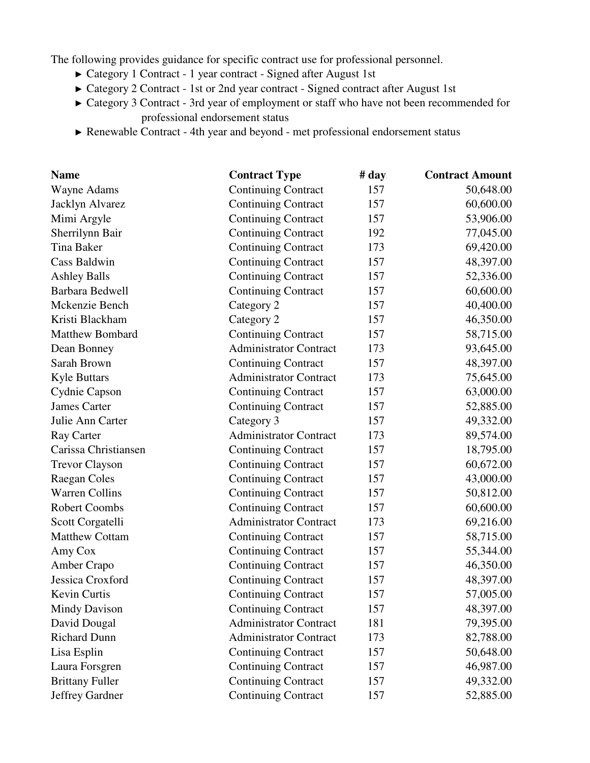The following provides guidance for specific contract use for professional personnel.

- ► Category 1 Contract - 1 year contract - Signed after August 1st
- ► Category 2 Contract - 1st or 2nd year contract - Signed contract after August 1st
- ► Category 3 Contract - 3rd year of employment or staff who have not been recommended for professional endorsement status
- ► Renewable Contract - 4th year and beyond - met professional endorsement status

| Name | Contract Type | # day | Contract Amount |
|---|---|---|---|
| Wayne Adams | Continuing Contract | 157 | 50,648.00 |
| Jacklyn Alvarez | Continuing Contract | 157 | 60,600.00 |
| Mimi Argyle | Continuing Contract | 157 | 53,906.00 |
| Sherrilynn Bair | Continuing Contract | 192 | 77,045.00 |
| Tina Baker | Continuing Contract | 173 | 69,420.00 |
| Cass Baldwin | Continuing Contract | 157 | 48,397.00 |
| Ashley Balls | Continuing Contract | 157 | 52,336.00 |
| Barbara Bedwell | Continuing Contract | 157 | 60,600.00 |
| Mckenzie Bench | Category 2 | 157 | 40,400.00 |
| Kristi Blackham | Category 2 | 157 | 46,350.00 |
| Matthew Bombard | Continuing Contract | 157 | 58,715.00 |
| Dean Bonney | Administrator Contract | 173 | 93,645.00 |
| Sarah Brown | Continuing Contract | 157 | 48,397.00 |
| Kyle Buttars | Administrator Contract | 173 | 75,645.00 |
| Cydnie Capson | Continuing Contract | 157 | 63,000.00 |
| James Carter | Continuing Contract | 157 | 52,885.00 |
| Julie Ann Carter | Category 3 | 157 | 49,332.00 |
| Ray Carter | Administrator Contract | 173 | 89,574.00 |
| Carissa Christiansen | Continuing Contract | 157 | 18,795.00 |
| Trevor Clayson | Continuing Contract | 157 | 60,672.00 |
| Raegan Coles | Continuing Contract | 157 | 43,000.00 |
| Warren Collins | Continuing Contract | 157 | 50,812.00 |
| Robert Coombs | Continuing Contract | 157 | 60,600.00 |
| Scott Corgatelli | Administrator Contract | 173 | 69,216.00 |
| Matthew Cottam | Continuing Contract | 157 | 58,715.00 |
| Amy Cox | Continuing Contract | 157 | 55,344.00 |
| Amber Crapo | Continuing Contract | 157 | 46,350.00 |
| Jessica Croxford | Continuing Contract | 157 | 48,397.00 |
| Kevin Curtis | Continuing Contract | 157 | 57,005.00 |
| Mindy Davison | Continuing Contract | 157 | 48,397.00 |
| David Dougal | Administrator Contract | 181 | 79,395.00 |
| Richard Dunn | Administrator Contract | 173 | 82,788.00 |
| Lisa Esplin | Continuing Contract | 157 | 50,648.00 |
| Laura Forsgren | Continuing Contract | 157 | 46,987.00 |
| Brittany Fuller | Continuing Contract | 157 | 49,332.00 |
| Jeffrey Gardner | Continuing Contract | 157 | 52,885.00 |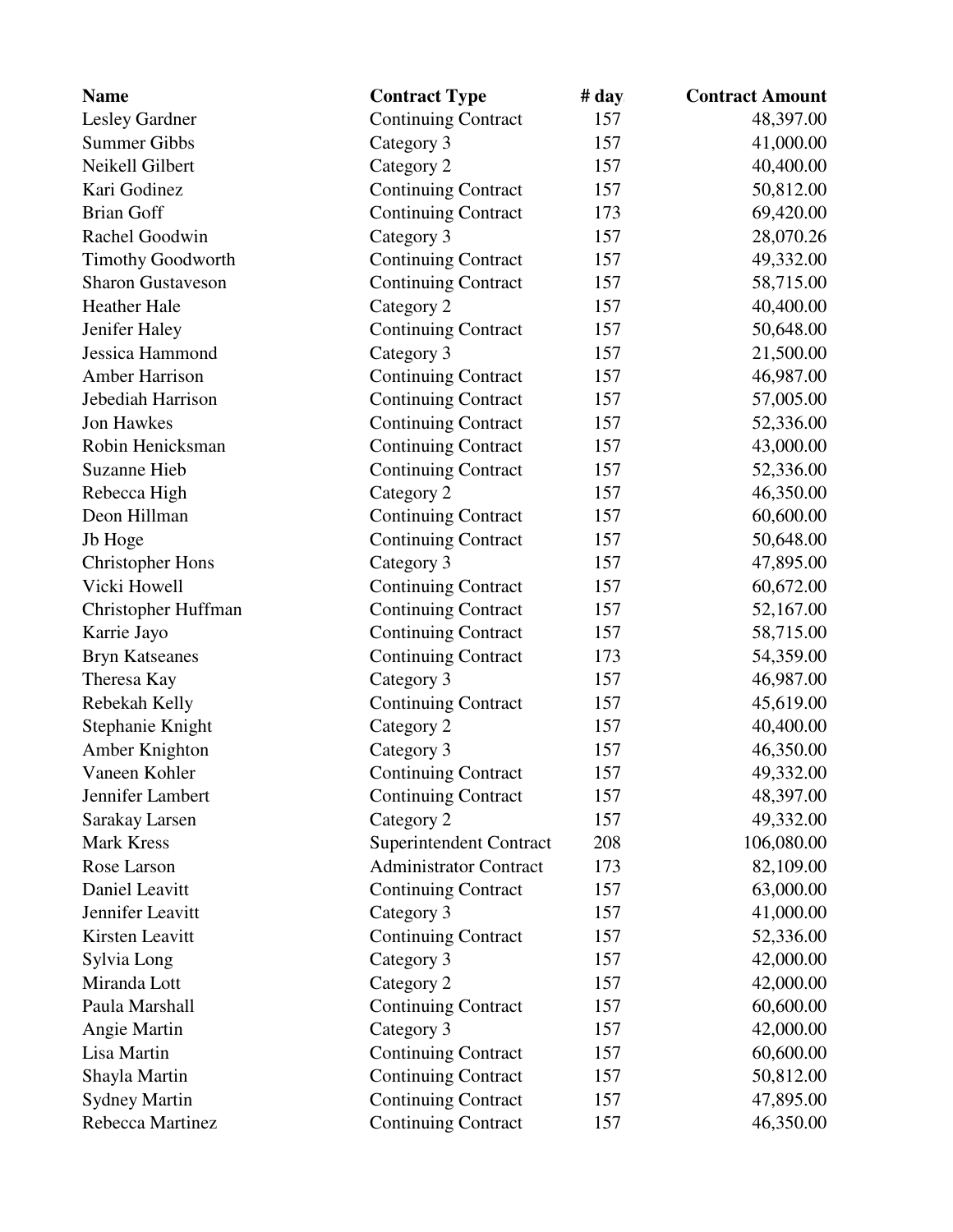| Name | Contract Type | # day | Contract Amount |
| --- | --- | --- | --- |
| Lesley Gardner | Continuing Contract | 157 | 48,397.00 |
| Summer Gibbs | Category 3 | 157 | 41,000.00 |
| Neikell Gilbert | Category 2 | 157 | 40,400.00 |
| Kari Godinez | Continuing Contract | 157 | 50,812.00 |
| Brian Goff | Continuing Contract | 173 | 69,420.00 |
| Rachel Goodwin | Category 3 | 157 | 28,070.26 |
| Timothy Goodworth | Continuing Contract | 157 | 49,332.00 |
| Sharon Gustaveson | Continuing Contract | 157 | 58,715.00 |
| Heather Hale | Category 2 | 157 | 40,400.00 |
| Jenifer Haley | Continuing Contract | 157 | 50,648.00 |
| Jessica Hammond | Category 3 | 157 | 21,500.00 |
| Amber Harrison | Continuing Contract | 157 | 46,987.00 |
| Jebediah Harrison | Continuing Contract | 157 | 57,005.00 |
| Jon Hawkes | Continuing Contract | 157 | 52,336.00 |
| Robin Henicksman | Continuing Contract | 157 | 43,000.00 |
| Suzanne Hieb | Continuing Contract | 157 | 52,336.00 |
| Rebecca High | Category 2 | 157 | 46,350.00 |
| Deon Hillman | Continuing Contract | 157 | 60,600.00 |
| Jb Hoge | Continuing Contract | 157 | 50,648.00 |
| Christopher Hons | Category 3 | 157 | 47,895.00 |
| Vicki Howell | Continuing Contract | 157 | 60,672.00 |
| Christopher Huffman | Continuing Contract | 157 | 52,167.00 |
| Karrie Jayo | Continuing Contract | 157 | 58,715.00 |
| Bryn Katseanes | Continuing Contract | 173 | 54,359.00 |
| Theresa Kay | Category 3 | 157 | 46,987.00 |
| Rebekah Kelly | Continuing Contract | 157 | 45,619.00 |
| Stephanie Knight | Category 2 | 157 | 40,400.00 |
| Amber Knighton | Category 3 | 157 | 46,350.00 |
| Vaneen Kohler | Continuing Contract | 157 | 49,332.00 |
| Jennifer Lambert | Continuing Contract | 157 | 48,397.00 |
| Sarakay Larsen | Category 2 | 157 | 49,332.00 |
| Mark Kress | Superintendent Contract | 208 | 106,080.00 |
| Rose Larson | Administrator Contract | 173 | 82,109.00 |
| Daniel Leavitt | Continuing Contract | 157 | 63,000.00 |
| Jennifer Leavitt | Category 3 | 157 | 41,000.00 |
| Kirsten Leavitt | Continuing Contract | 157 | 52,336.00 |
| Sylvia Long | Category 3 | 157 | 42,000.00 |
| Miranda Lott | Category 2 | 157 | 42,000.00 |
| Paula Marshall | Continuing Contract | 157 | 60,600.00 |
| Angie Martin | Category 3 | 157 | 42,000.00 |
| Lisa Martin | Continuing Contract | 157 | 60,600.00 |
| Shayla Martin | Continuing Contract | 157 | 50,812.00 |
| Sydney Martin | Continuing Contract | 157 | 47,895.00 |
| Rebecca Martinez | Continuing Contract | 157 | 46,350.00 |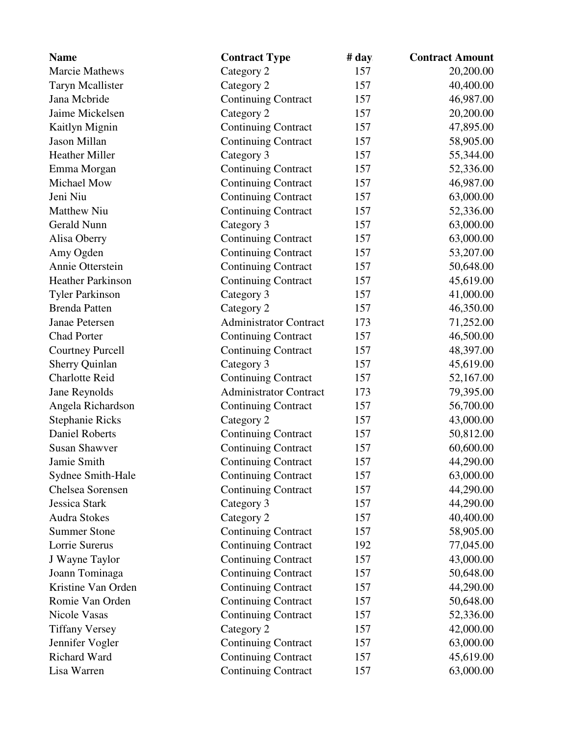| Name | Contract Type | # day | Contract Amount |
|---|---|---|---|
| Marcie Mathews | Category 2 | 157 | 20,200.00 |
| Taryn Mcallister | Category 2 | 157 | 40,400.00 |
| Jana Mcbride | Continuing Contract | 157 | 46,987.00 |
| Jaime Mickelsen | Category 2 | 157 | 20,200.00 |
| Kaitlyn Mignin | Continuing Contract | 157 | 47,895.00 |
| Jason Millan | Continuing Contract | 157 | 58,905.00 |
| Heather Miller | Category 3 | 157 | 55,344.00 |
| Emma Morgan | Continuing Contract | 157 | 52,336.00 |
| Michael Mow | Continuing Contract | 157 | 46,987.00 |
| Jeni Niu | Continuing Contract | 157 | 63,000.00 |
| Matthew Niu | Continuing Contract | 157 | 52,336.00 |
| Gerald Nunn | Category 3 | 157 | 63,000.00 |
| Alisa Oberry | Continuing Contract | 157 | 63,000.00 |
| Amy Ogden | Continuing Contract | 157 | 53,207.00 |
| Annie Otterstein | Continuing Contract | 157 | 50,648.00 |
| Heather Parkinson | Continuing Contract | 157 | 45,619.00 |
| Tyler Parkinson | Category 3 | 157 | 41,000.00 |
| Brenda Patten | Category 2 | 157 | 46,350.00 |
| Janae Petersen | Administrator Contract | 173 | 71,252.00 |
| Chad Porter | Continuing Contract | 157 | 46,500.00 |
| Courtney Purcell | Continuing Contract | 157 | 48,397.00 |
| Sherry Quinlan | Category 3 | 157 | 45,619.00 |
| Charlotte Reid | Continuing Contract | 157 | 52,167.00 |
| Jane Reynolds | Administrator Contract | 173 | 79,395.00 |
| Angela Richardson | Continuing Contract | 157 | 56,700.00 |
| Stephanie Ricks | Category 2 | 157 | 43,000.00 |
| Daniel Roberts | Continuing Contract | 157 | 50,812.00 |
| Susan Shawver | Continuing Contract | 157 | 60,600.00 |
| Jamie Smith | Continuing Contract | 157 | 44,290.00 |
| Sydnee Smith-Hale | Continuing Contract | 157 | 63,000.00 |
| Chelsea Sorensen | Continuing Contract | 157 | 44,290.00 |
| Jessica Stark | Category 3 | 157 | 44,290.00 |
| Audra Stokes | Category 2 | 157 | 40,400.00 |
| Summer Stone | Continuing Contract | 157 | 58,905.00 |
| Lorrie Surerus | Continuing Contract | 192 | 77,045.00 |
| J Wayne Taylor | Continuing Contract | 157 | 43,000.00 |
| Joann Tominaga | Continuing Contract | 157 | 50,648.00 |
| Kristine Van Orden | Continuing Contract | 157 | 44,290.00 |
| Romie Van Orden | Continuing Contract | 157 | 50,648.00 |
| Nicole Vasas | Continuing Contract | 157 | 52,336.00 |
| Tiffany Versey | Category 2 | 157 | 42,000.00 |
| Jennifer Vogler | Continuing Contract | 157 | 63,000.00 |
| Richard Ward | Continuing Contract | 157 | 45,619.00 |
| Lisa Warren | Continuing Contract | 157 | 63,000.00 |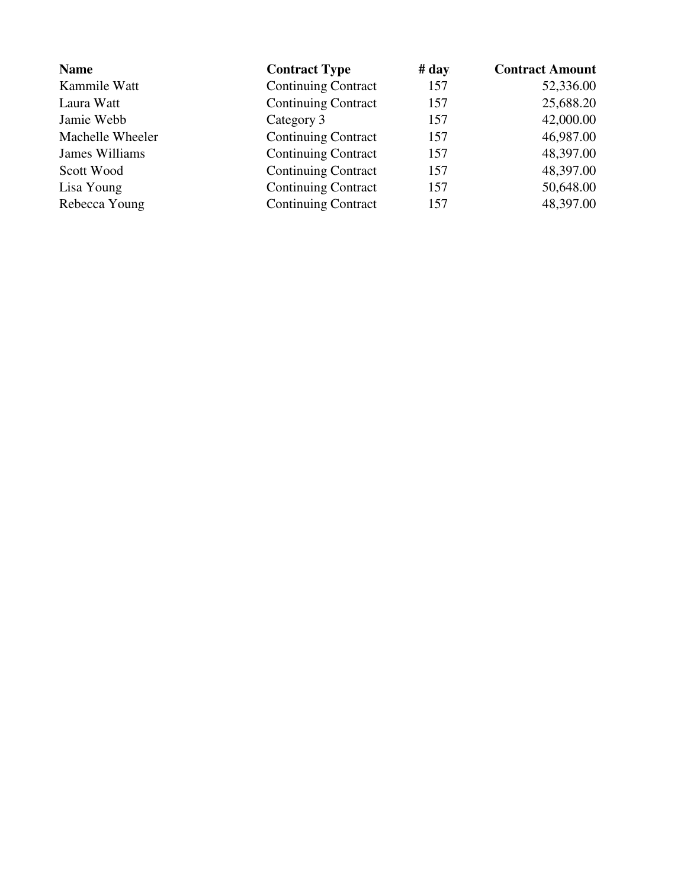| Name | Contract Type | # day | Contract Amount |
| --- | --- | --- | --- |
| Kammile Watt | Continuing Contract | 157 | 52,336.00 |
| Laura Watt | Continuing Contract | 157 | 25,688.20 |
| Jamie Webb | Category 3 | 157 | 42,000.00 |
| Machelle Wheeler | Continuing Contract | 157 | 46,987.00 |
| James Williams | Continuing Contract | 157 | 48,397.00 |
| Scott Wood | Continuing Contract | 157 | 48,397.00 |
| Lisa Young | Continuing Contract | 157 | 50,648.00 |
| Rebecca Young | Continuing Contract | 157 | 48,397.00 |